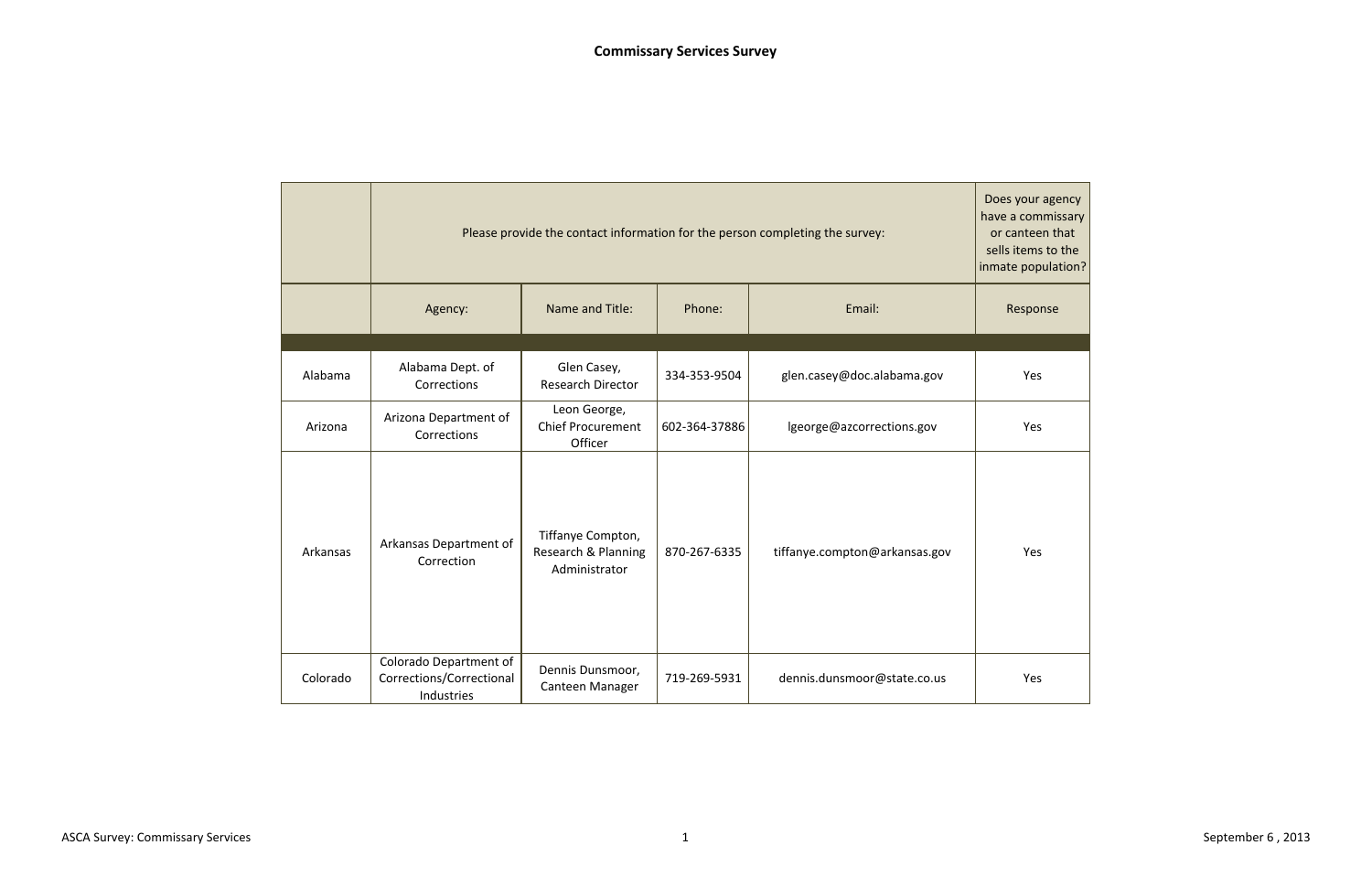# Commissary Services Survey

| | Please provide the contact information for the person completing the survey: | | | | Does your agency have a commissary or canteen that sells items to the inmate population? |
|---|---|---|---|---|---|
| | Agency: | Name and Title: | Phone: | Email: | Response |
| Alabama | Alabama Dept. of Corrections | Glen Casey, Research Director | 334-353-9504 | glen.casey@doc.alabama.gov | Yes |
| Arizona | Arizona Department of Corrections | Leon George, Chief Procurement Officer | 602-364-37886 | lgeorge@azcorrections.gov | Yes |
| Arkansas | Arkansas Department of Correction | Tiffanye Compton, Research & Planning Administrator | 870-267-6335 | tiffanye.compton@arkansas.gov | Yes |
| Colorado | Colorado Department of Corrections/Correctional Industries | Dennis Dunsmoor, Canteen Manager | 719-269-5931 | dennis.dunsmoor@state.co.us | Yes |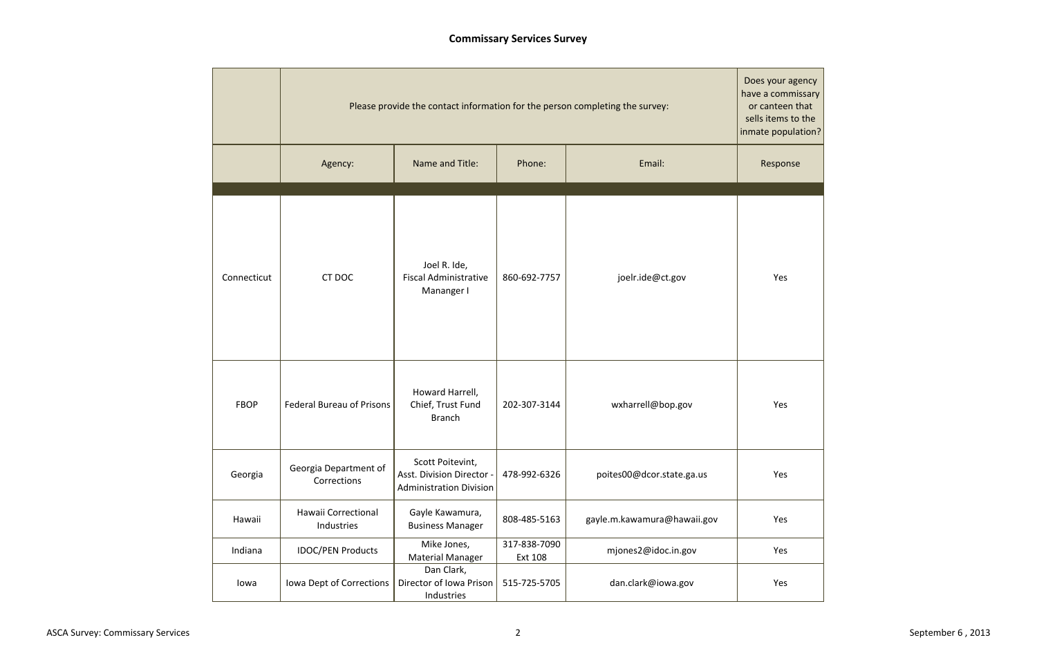## Commissary Services Survey

| | Please provide the contact information for the person completing the survey: | | | | Does your agency have a commissary or canteen that sells items to the inmate population? |
|---|---|---|---|---|---|
| | Agency: | Name and Title: | Phone: | Email: | Response |
| Connecticut | CT DOC | Joel R. Ide, Fiscal Administrative Mananger I | 860-692-7757 | joelr.ide@ct.gov | Yes |
| FBOP | Federal Bureau of Prisons | Howard Harrell, Chief, Trust Fund Branch | 202-307-3144 | wxharrell@bop.gov | Yes |
| Georgia | Georgia Department of Corrections | Scott Poitevint, Asst. Division Director - Administration Division | 478-992-6326 | poites00@dcor.state.ga.us | Yes |
| Hawaii | Hawaii Correctional Industries | Gayle Kawamura, Business Manager | 808-485-5163 | gayle.m.kawamura@hawaii.gov | Yes |
| Indiana | IDOC/PEN Products | Mike Jones, Material Manager | 317-838-7090 Ext 108 | mjones2@idoc.in.gov | Yes |
| Iowa | Iowa Dept of Corrections | Dan Clark, Director of Iowa Prison Industries | 515-725-5705 | dan.clark@iowa.gov | Yes |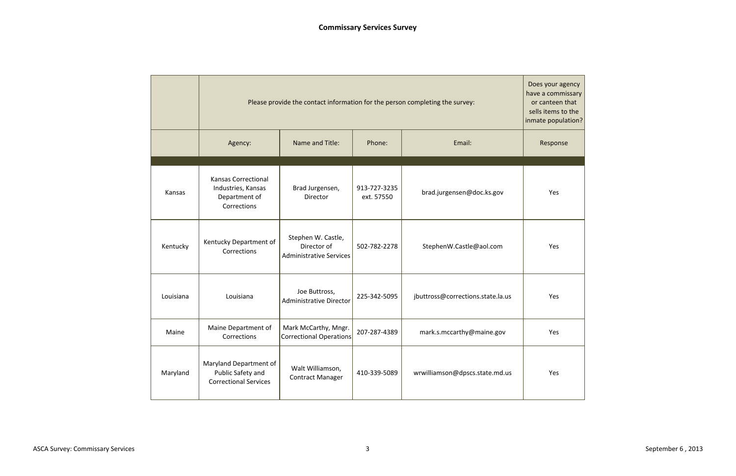## Commissary Services Survey

| | Please provide the contact information for the person completing the survey: | | | | Does your agency have a commissary or canteen that sells items to the inmate population? |
|---|---|---|---|---|---|
| | Agency: | Name and Title: | Phone: | Email: | Response |
| Kansas | Kansas Correctional Industries, Kansas Department of Corrections | Brad Jurgensen, Director | 913-727-3235 ext. 57550 | brad.jurgensen@doc.ks.gov | Yes |
| Kentucky | Kentucky Department of Corrections | Stephen W. Castle, Director of Administrative Services | 502-782-2278 | StephenW.Castle@aol.com | Yes |
| Louisiana | Louisiana | Joe Buttross, Administrative Director | 225-342-5095 | jbuttross@corrections.state.la.us | Yes |
| Maine | Maine Department of Corrections | Mark McCarthy, Mngr. Correctional Operations | 207-287-4389 | mark.s.mccarthy@maine.gov | Yes |
| Maryland | Maryland Department of Public Safety and Correctional Services | Walt Williamson, Contract Manager | 410-339-5089 | wrwilliamson@dpscs.state.md.us | Yes |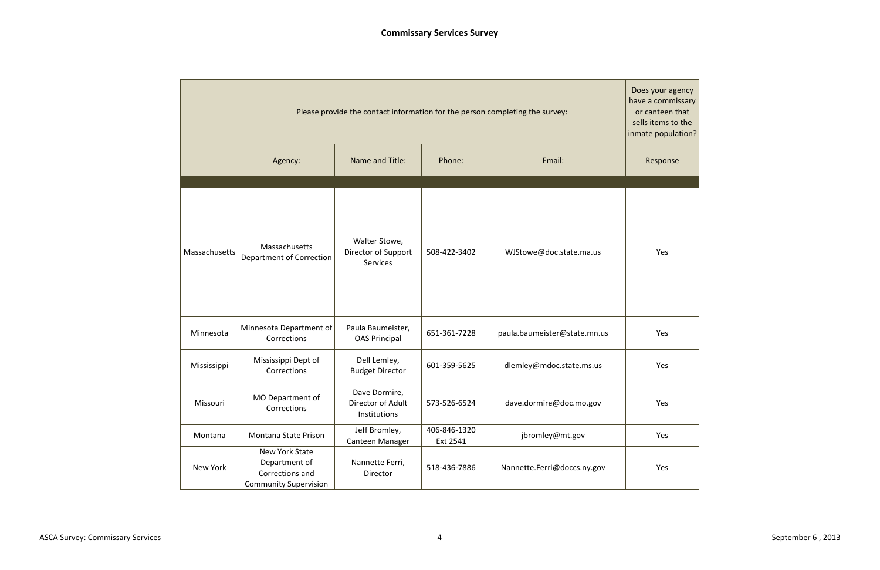**Commissary Services Survey**

| | Please provide the contact information for the person completing the survey: | | | | Does your agency have a commissary or canteen that sells items to the inmate population? |
|---|---|---|---|---|---|
| | Agency: | Name and Title: | Phone: | Email: | Response |
| Massachusetts | Massachusetts Department of Correction | Walter Stowe, Director of Support Services | 508-422-3402 | WJStowe@doc.state.ma.us | Yes |
| Minnesota | Minnesota Department of Corrections | Paula Baumeister, OAS Principal | 651-361-7228 | paula.baumeister@state.mn.us | Yes |
| Mississippi | Mississippi Dept of Corrections | Dell Lemley, Budget Director | 601-359-5625 | dlemley@mdoc.state.ms.us | Yes |
| Missouri | MO Department of Corrections | Dave Dormire, Director of Adult Institutions | 573-526-6524 | dave.dormire@doc.mo.gov | Yes |
| Montana | Montana State Prison | Jeff Bromley, Canteen Manager | 406-846-1320 Ext 2541 | jbromley@mt.gov | Yes |
| New York | New York State Department of Corrections and Community Supervision | Nannette Ferri, Director | 518-436-7886 | Nannette.Ferri@doccs.ny.gov | Yes |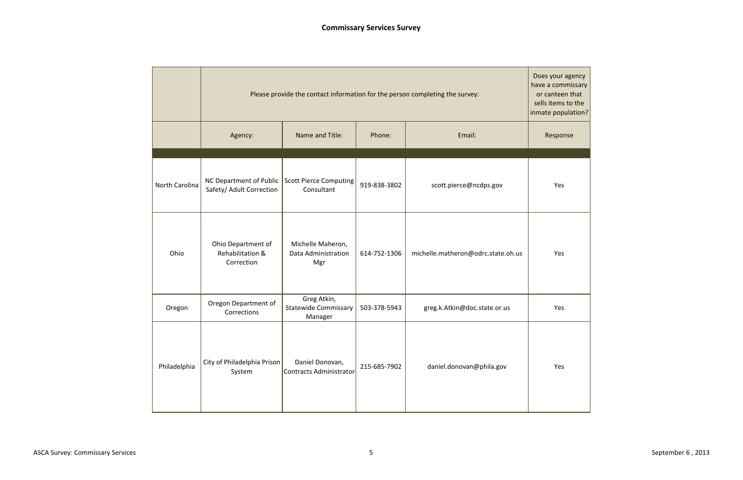## Commissary Services Survey

| | Please provide the contact information for the person completing the survey: | | | | Does your agency have a commissary or canteen that sells items to the inmate population? |
|---|---|---|---|---|---|
| | Agency: | Name and Title: | Phone: | Email: | Response |
| North Carolina | NC Department of Public Safety/ Adult Correction | Scott Pierce Computing Consultant | 919-838-3802 | scott.pierce@ncdps.gov | Yes |
| Ohio | Ohio Department of Rehabilitation & Correction | Michelle Maheron, Data Administration Mgr | 614-752-1306 | michelle.matheron@odrc.state.oh.us | Yes |
| Oregon | Oregon Department of Corrections | Greg Atkin, Statewide Commissary Manager | 503-378-5943 | greg.k.Atkin@doc.state.or.us | Yes |
| Philadelphia | City of Philadelphia Prison System | Daniel Donovan, Contracts Administrator | 215-685-7902 | daniel.donovan@phila.gov | Yes |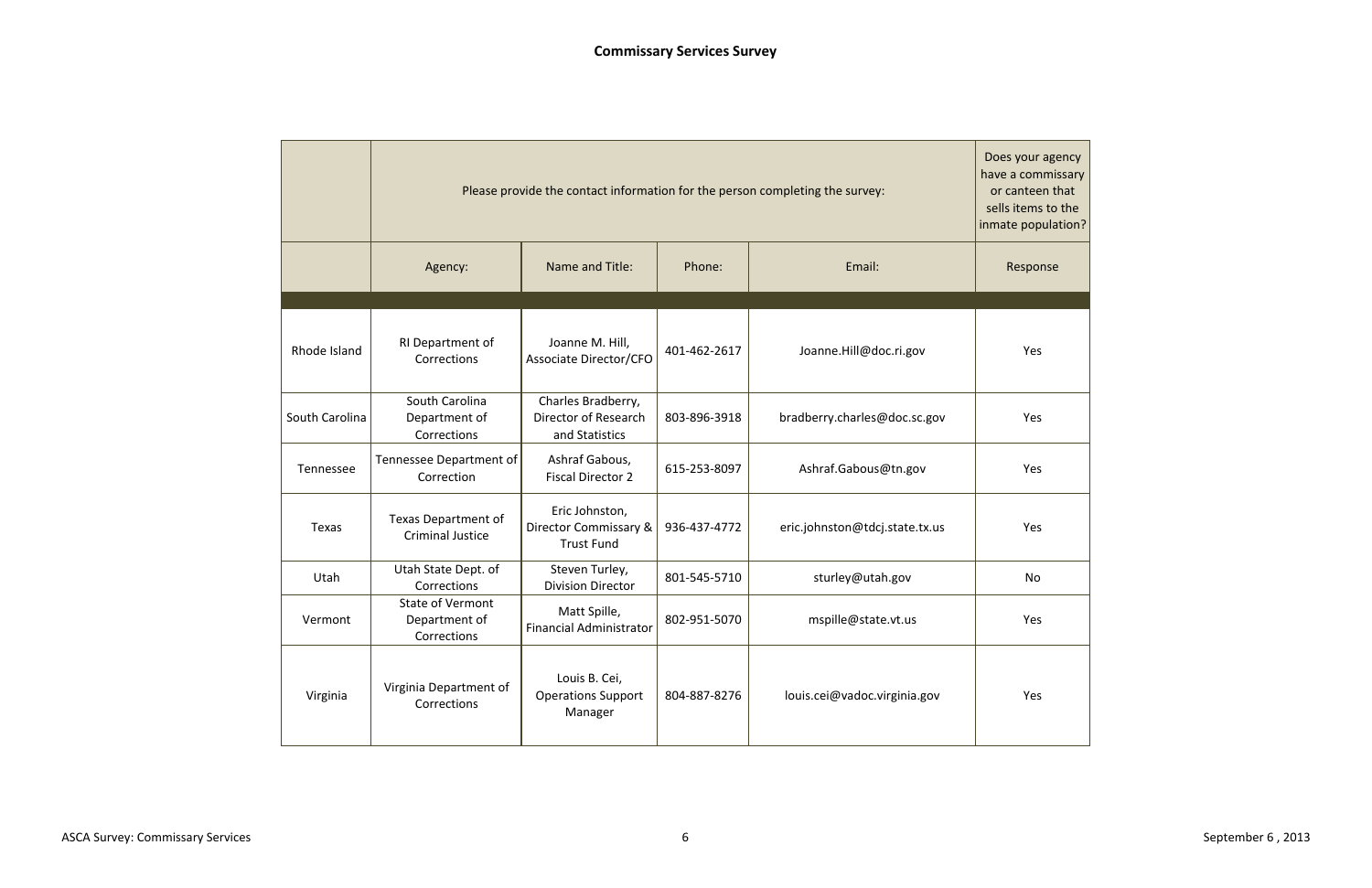## Commissary Services Survey

| | Please provide the contact information for the person completing the survey: | | | | Does your agency have a commissary or canteen that sells items to the inmate population? |
|---|---|---|---|---|---|
| | Agency: | Name and Title: | Phone: | Email: | Response |
| Rhode Island | RI Department of Corrections | Joanne M. Hill, Associate Director/CFO | 401-462-2617 | Joanne.Hill@doc.ri.gov | Yes |
| South Carolina | South Carolina Department of Corrections | Charles Bradberry, Director of Research and Statistics | 803-896-3918 | bradberry.charles@doc.sc.gov | Yes |
| Tennessee | Tennessee Department of Correction | Ashraf Gabous, Fiscal Director 2 | 615-253-8097 | Ashraf.Gabous@tn.gov | Yes |
| Texas | Texas Department of Criminal Justice | Eric Johnston, Director Commissary & Trust Fund | 936-437-4772 | eric.johnston@tdcj.state.tx.us | Yes |
| Utah | Utah State Dept. of Corrections | Steven Turley, Division Director | 801-545-5710 | sturley@utah.gov | No |
| Vermont | State of Vermont Department of Corrections | Matt Spille, Financial Administrator | 802-951-5070 | mspille@state.vt.us | Yes |
| Virginia | Virginia Department of Corrections | Louis B. Cei, Operations Support Manager | 804-887-8276 | louis.cei@vadoc.virginia.gov | Yes |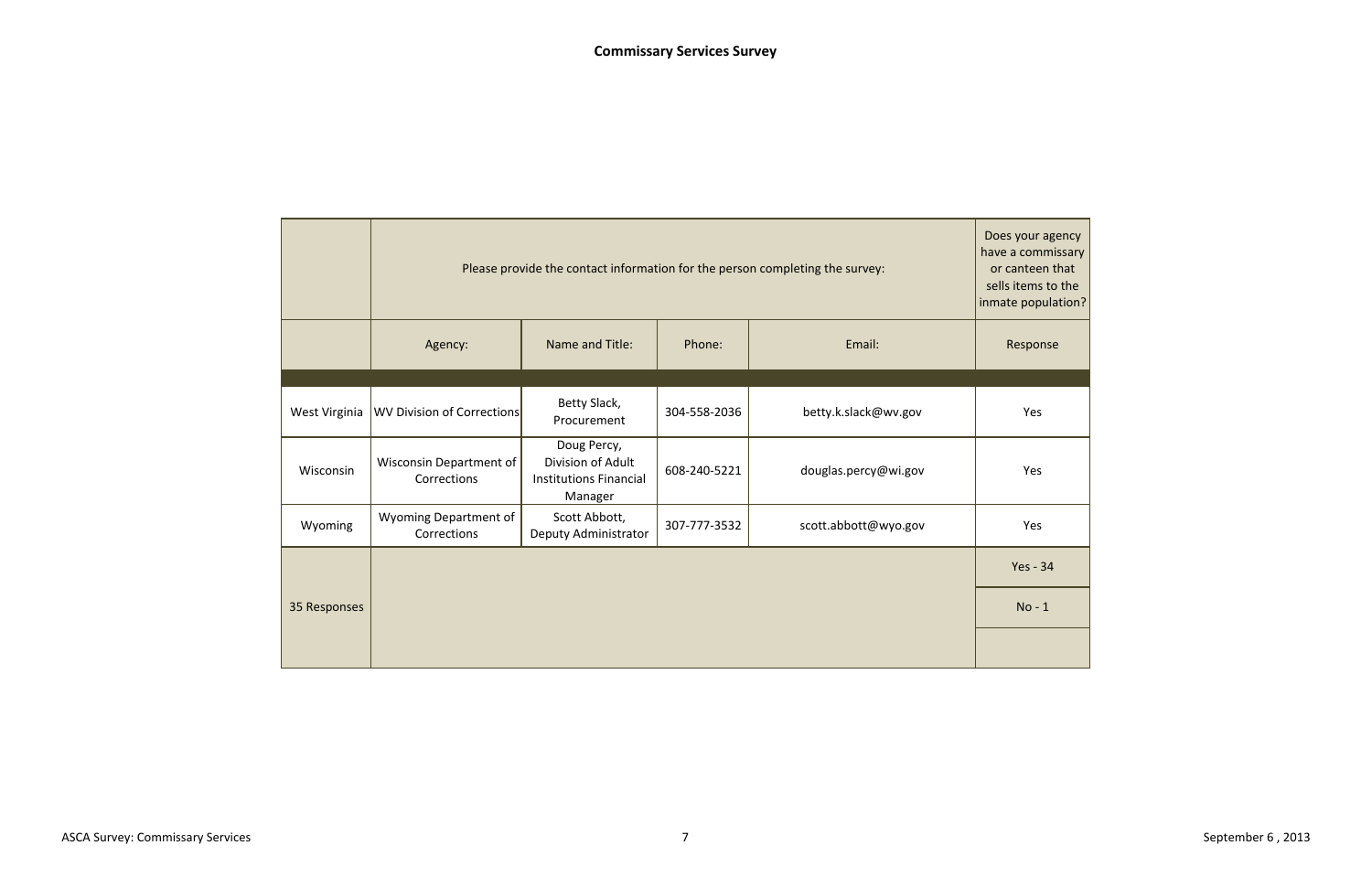## Commissary Services Survey

| | Please provide the contact information for the person completing the survey: | | | | Does your agency have a commissary or canteen that sells items to the inmate population? |
|---|---|---|---|---|---|
| | Agency: | Name and Title: | Phone: | Email: | Response |
| West Virginia | WV Division of Corrections | Betty Slack, Procurement | 304-558-2036 | betty.k.slack@wv.gov | Yes |
| Wisconsin | Wisconsin Department of Corrections | Doug Percy, Division of Adult Institutions Financial Manager | 608-240-5221 | douglas.percy@wi.gov | Yes |
| Wyoming | Wyoming Department of Corrections | Scott Abbott, Deputy Administrator | 307-777-3532 | scott.abbott@wyo.gov | Yes |
| 35 Responses | | | | | Yes - 34 |
| | | | | | No - 1 |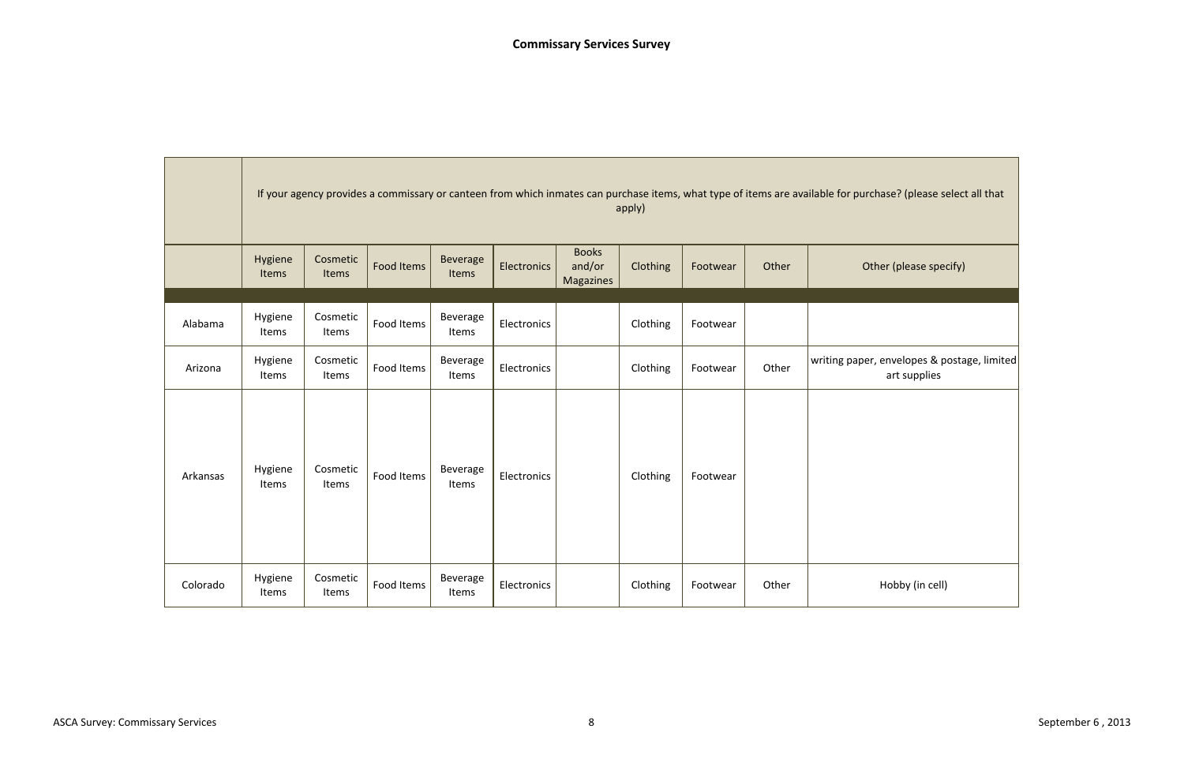**Commissary Services Survey**

| | If your agency provides a commissary or canteen from which inmates can purchase items, what type of items are available for purchase? (please select all that apply) | | | | | | | | |
|---|---|---|---|---|---|---|---|---|---|
| | Hygiene Items | Cosmetic Items | Food Items | Beverage Items | Electronics | Books and/or Magazines | Clothing | Footwear | Other | Other (please specify) |
| Alabama | Hygiene Items | Cosmetic Items | Food Items | Beverage Items | Electronics | | Clothing | Footwear | | |
| Arizona | Hygiene Items | Cosmetic Items | Food Items | Beverage Items | Electronics | | Clothing | Footwear | Other | writing paper, envelopes & postage, limited art supplies |
| Arkansas | Hygiene Items | Cosmetic Items | Food Items | Beverage Items | Electronics | | Clothing | Footwear | | |
| Colorado | Hygiene Items | Cosmetic Items | Food Items | Beverage Items | Electronics | | Clothing | Footwear | Other | Hobby (in cell) |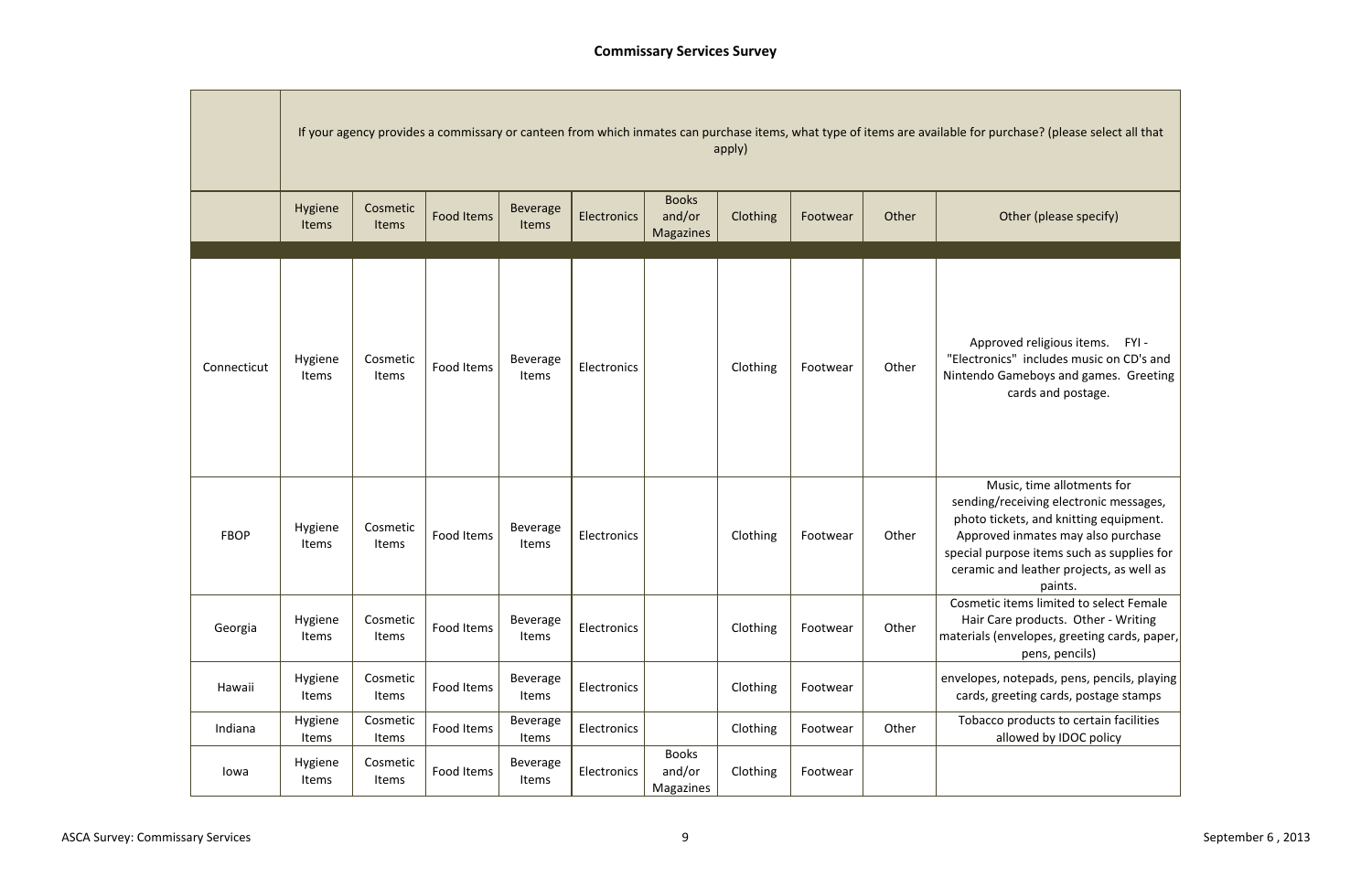## Commissary Services Survey

| | If your agency provides a commissary or canteen from which inmates can purchase items, what type of items are available for purchase? (please select all that apply) | | | | | | | | |
|---|---|---|---|---|---|---|---|---|---|
| | Hygiene Items | Cosmetic Items | Food Items | Beverage Items | Electronics | Books and/or Magazines | Clothing | Footwear | Other | Other (please specify) |
| Connecticut | Hygiene Items | Cosmetic Items | Food Items | Beverage Items | Electronics | | Clothing | Footwear | Other | Approved religious items. FYI - "Electronics" includes music on CD's and Nintendo Gameboys and games. Greeting cards and postage. |
| FBOP | Hygiene Items | Cosmetic Items | Food Items | Beverage Items | Electronics | | Clothing | Footwear | Other | Music, time allotments for sending/receiving electronic messages, photo tickets, and knitting equipment. Approved inmates may also purchase special purpose items such as supplies for ceramic and leather projects, as well as paints. |
| Georgia | Hygiene Items | Cosmetic Items | Food Items | Beverage Items | Electronics | | Clothing | Footwear | Other | Cosmetic items limited to select Female Hair Care products. Other - Writing materials (envelopes, greeting cards, paper, pens, pencils) |
| Hawaii | Hygiene Items | Cosmetic Items | Food Items | Beverage Items | Electronics | | Clothing | Footwear | | envelopes, notepads, pens, pencils, playing cards, greeting cards, postage stamps |
| Indiana | Hygiene Items | Cosmetic Items | Food Items | Beverage Items | Electronics | | Clothing | Footwear | Other | Tobacco products to certain facilities allowed by IDOC policy |
| Iowa | Hygiene Items | Cosmetic Items | Food Items | Beverage Items | Electronics | Books and/or Magazines | Clothing | Footwear | | |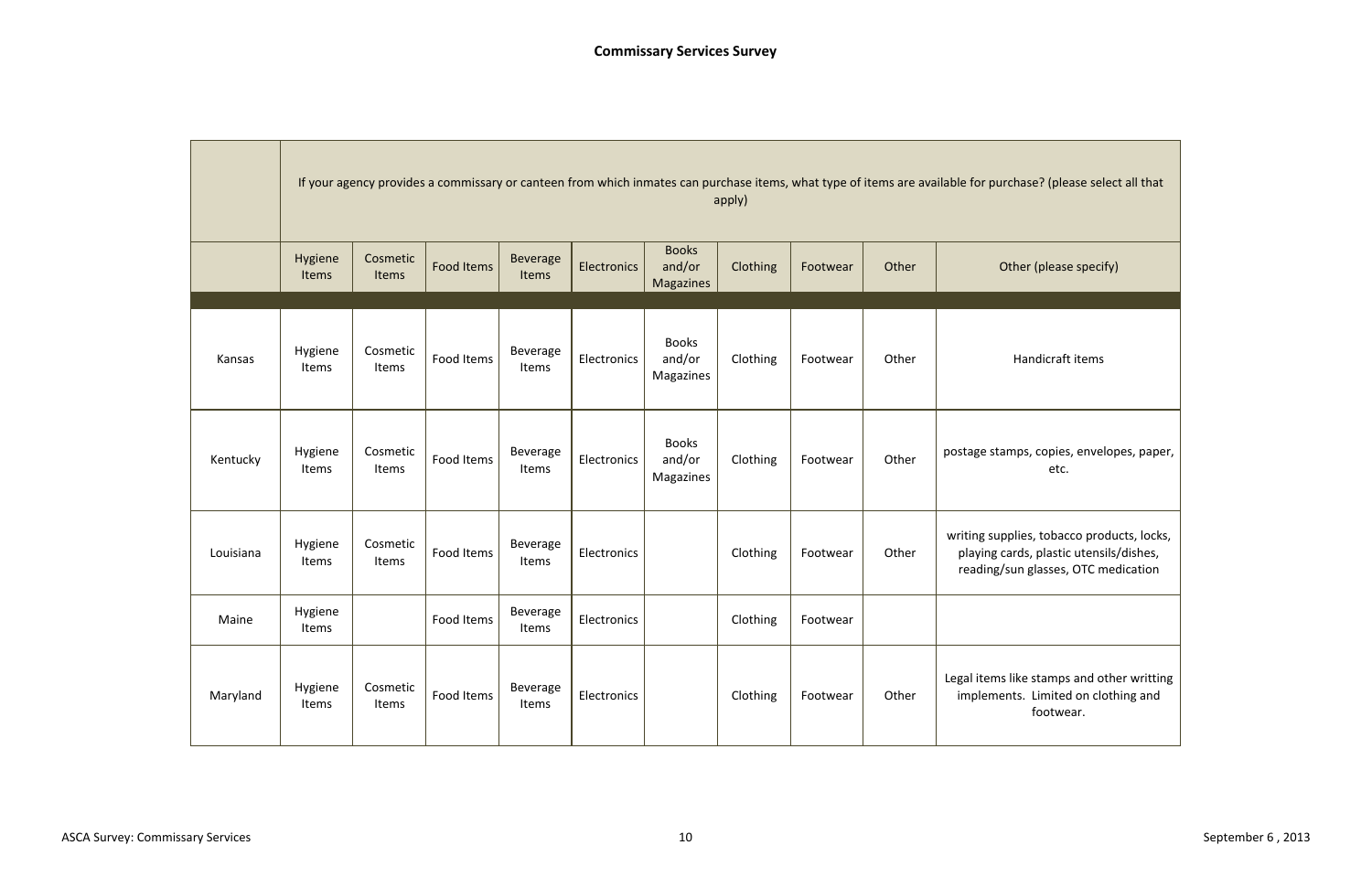## Commissary Services Survey

| | If your agency provides a commissary or canteen from which inmates can purchase items, what type of items are available for purchase? (please select all that apply) | | | | | | | | |
|---|---|---|---|---|---|---|---|---|---|
| | Hygiene Items | Cosmetic Items | Food Items | Beverage Items | Electronics | Books and/or Magazines | Clothing | Footwear | Other | Other (please specify) |
| Kansas | Hygiene Items | Cosmetic Items | Food Items | Beverage Items | Electronics | Books and/or Magazines | Clothing | Footwear | Other | Handicraft items |
| Kentucky | Hygiene Items | Cosmetic Items | Food Items | Beverage Items | Electronics | Books and/or Magazines | Clothing | Footwear | Other | postage stamps, copies, envelopes, paper, etc. |
| Louisiana | Hygiene Items | Cosmetic Items | Food Items | Beverage Items | Electronics | | Clothing | Footwear | Other | writing supplies, tobacco products, locks, playing cards, plastic utensils/dishes, reading/sun glasses, OTC medication |
| Maine | Hygiene Items | | Food Items | Beverage Items | Electronics | | Clothing | Footwear | | |
| Maryland | Hygiene Items | Cosmetic Items | Food Items | Beverage Items | Electronics | | Clothing | Footwear | Other | Legal items like stamps and other writting implements. Limited on clothing and footwear. |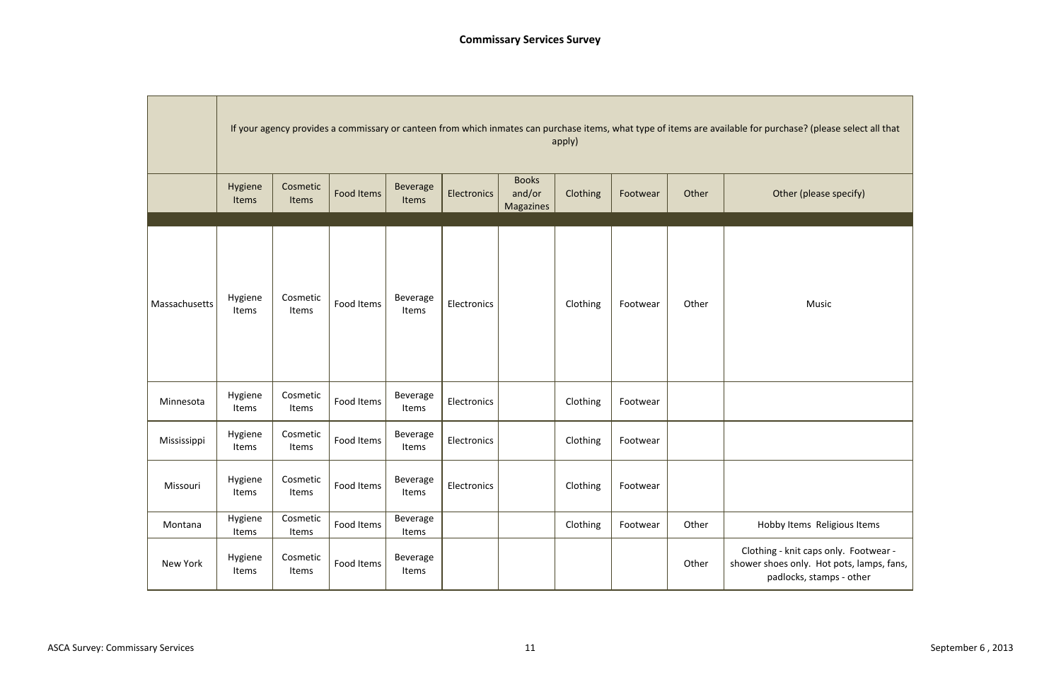## Commissary Services Survey

| | If your agency provides a commissary or canteen from which inmates can purchase items, what type of items are available for purchase? (please select all that apply) | | | | | | | | | |
|---|---|---|---|---|---|---|---|---|---|---|
| | Hygiene Items | Cosmetic Items | Food Items | Beverage Items | Electronics | Books and/or Magazines | Clothing | Footwear | Other | Other (please specify) |
| Massachusetts | Hygiene Items | Cosmetic Items | Food Items | Beverage Items | Electronics | | Clothing | Footwear | Other | Music |
| Minnesota | Hygiene Items | Cosmetic Items | Food Items | Beverage Items | Electronics | | Clothing | Footwear | | |
| Mississippi | Hygiene Items | Cosmetic Items | Food Items | Beverage Items | Electronics | | Clothing | Footwear | | |
| Missouri | Hygiene Items | Cosmetic Items | Food Items | Beverage Items | Electronics | | Clothing | Footwear | | |
| Montana | Hygiene Items | Cosmetic Items | Food Items | Beverage Items | | | Clothing | Footwear | Other | Hobby Items Religious Items |
| New York | Hygiene Items | Cosmetic Items | Food Items | Beverage Items | | | | | Other | Clothing - knit caps only. Footwear - shower shoes only. Hot pots, lamps, fans, padlocks, stamps - other |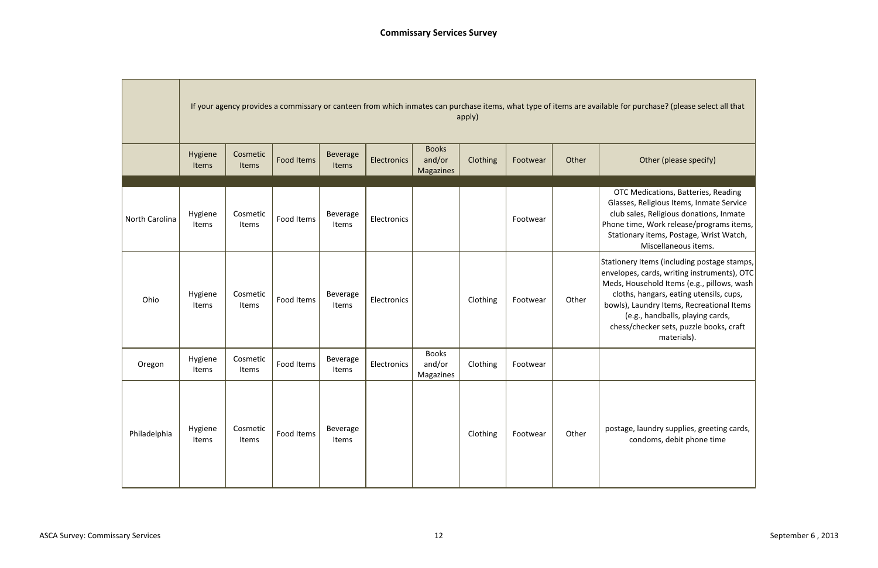## Commissary Services Survey

| | If your agency provides a commissary or canteen from which inmates can purchase items, what type of items are available for purchase? (please select all that apply) | | | | | | | | |
|---|---|---|---|---|---|---|---|---|---|
| | Hygiene Items | Cosmetic Items | Food Items | Beverage Items | Electronics | Books and/or Magazines | Clothing | Footwear | Other | Other (please specify) |
| North Carolina | Hygiene Items | Cosmetic Items | Food Items | Beverage Items | Electronics | | | Footwear | | OTC Medications, Batteries, Reading Glasses, Religious Items, Inmate Service club sales, Religious donations, Inmate Phone time, Work release/programs items, Stationary items, Postage, Wrist Watch, Miscellaneous items. |
| Ohio | Hygiene Items | Cosmetic Items | Food Items | Beverage Items | Electronics | | Clothing | Footwear | Other | Stationery Items (including postage stamps, envelopes, cards, writing instruments), OTC Meds, Household Items (e.g., pillows, wash cloths, hangars, eating utensils, cups, bowls), Laundry Items, Recreational Items (e.g., handballs, playing cards, chess/checker sets, puzzle books, craft materials). |
| Oregon | Hygiene Items | Cosmetic Items | Food Items | Beverage Items | Electronics | Books and/or Magazines | Clothing | Footwear | | |
| Philadelphia | Hygiene Items | Cosmetic Items | Food Items | Beverage Items | | | Clothing | Footwear | Other | postage, laundry supplies, greeting cards, condoms, debit phone time |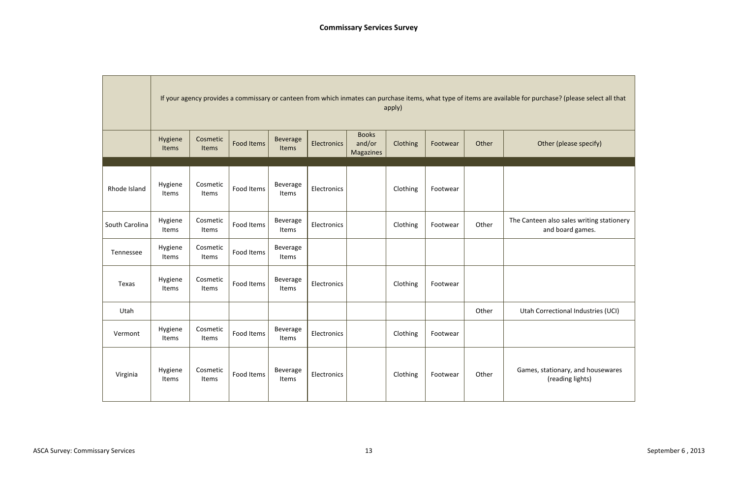## Commissary Services Survey

| | If your agency provides a commissary or canteen from which inmates can purchase items, what type of items are available for purchase? (please select all that apply) | | | | | | | | |
|---|---|---|---|---|---|---|---|---|---|
| | Hygiene Items | Cosmetic Items | Food Items | Beverage Items | Electronics | Books and/or Magazines | Clothing | Footwear | Other | Other (please specify) |
| Rhode Island | Hygiene Items | Cosmetic Items | Food Items | Beverage Items | Electronics | | Clothing | Footwear | | |
| South Carolina | Hygiene Items | Cosmetic Items | Food Items | Beverage Items | Electronics | | Clothing | Footwear | Other | The Canteen also sales writing stationery and board games. |
| Tennessee | Hygiene Items | Cosmetic Items | Food Items | Beverage Items | | | | | | |
| Texas | Hygiene Items | Cosmetic Items | Food Items | Beverage Items | Electronics | | Clothing | Footwear | | |
| Utah | | | | | | | | | Other | Utah Correctional Industries (UCI) |
| Vermont | Hygiene Items | Cosmetic Items | Food Items | Beverage Items | Electronics | | Clothing | Footwear | | |
| Virginia | Hygiene Items | Cosmetic Items | Food Items | Beverage Items | Electronics | | Clothing | Footwear | Other | Games, stationary, and housewares (reading lights) |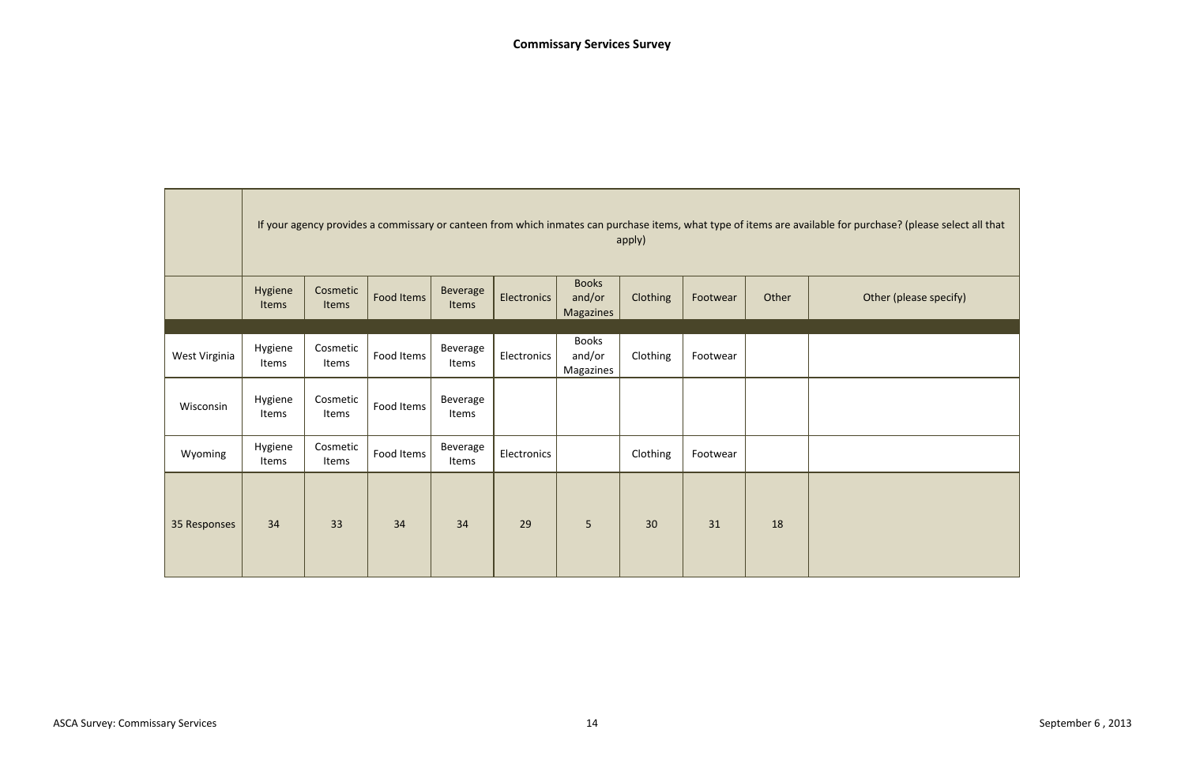**Commissary Services Survey**

| | If your agency provides a commissary or canteen from which inmates can purchase items, what type of items are available for purchase? (please select all that apply) | | | | | | | | | |
|---|---|---|---|---|---|---|---|---|---|---|
| | Hygiene Items | Cosmetic Items | Food Items | Beverage Items | Electronics | Books and/or Magazines | Clothing | Footwear | Other | Other (please specify) |
| West Virginia | Hygiene Items | Cosmetic Items | Food Items | Beverage Items | Electronics | Books and/or Magazines | Clothing | Footwear | | |
| Wisconsin | Hygiene Items | Cosmetic Items | Food Items | Beverage Items | | | | | | |
| Wyoming | Hygiene Items | Cosmetic Items | Food Items | Beverage Items | Electronics | | Clothing | Footwear | | |
| 35 Responses | 34 | 33 | 34 | 34 | 29 | 5 | 30 | 31 | 18 | |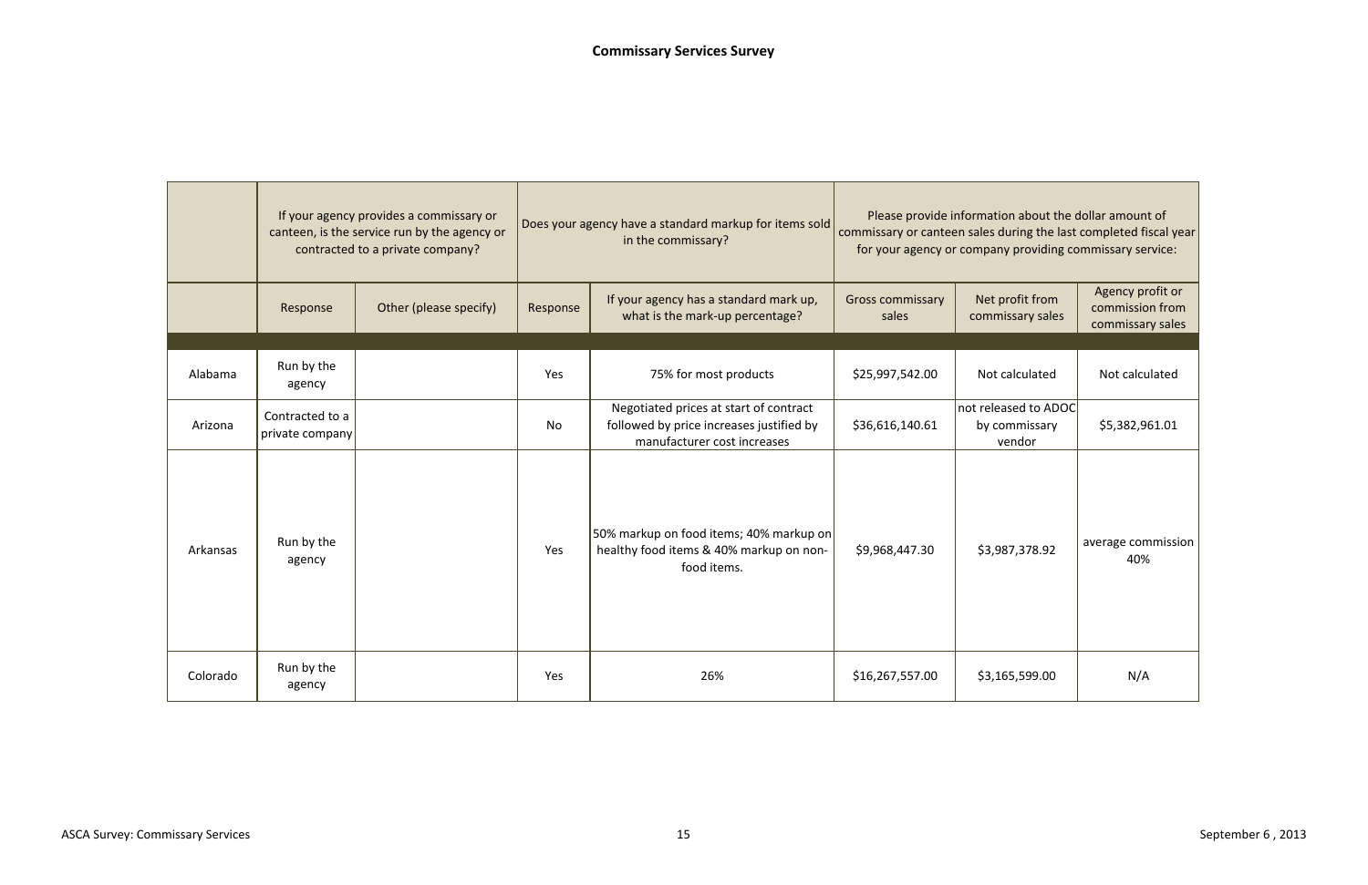**Commissary Services Survey**

| | If your agency provides a commissary or canteen, is the service run by the agency or contracted to a private company? | | Does your agency have a standard markup for items sold in the commissary? | | Please provide information about the dollar amount of commissary or canteen sales during the last completed fiscal year for your agency or company providing commissary service: | | |
|---|---|---|---|---|---|---|---|
| | Response | Other (please specify) | Response | If your agency has a standard mark up, what is the mark-up percentage? | Gross commissary sales | Net profit from commissary sales | Agency profit or commission from commissary sales |
| Alabama | Run by the agency | | Yes | 75% for most products | $25,997,542.00 | Not calculated | Not calculated |
| Arizona | Contracted to a private company | | No | Negotiated prices at start of contract followed by price increases justified by manufacturer cost increases | $36,616,140.61 | not released to ADOC by commissary vendor | $5,382,961.01 |
| Arkansas | Run by the agency | | Yes | 50% markup on food items; 40% markup on healthy food items & 40% markup on non-food items. | $9,968,447.30 | $3,987,378.92 | average commission 40% |
| Colorado | Run by the agency | | Yes | 26% | $16,267,557.00 | $3,165,599.00 | N/A |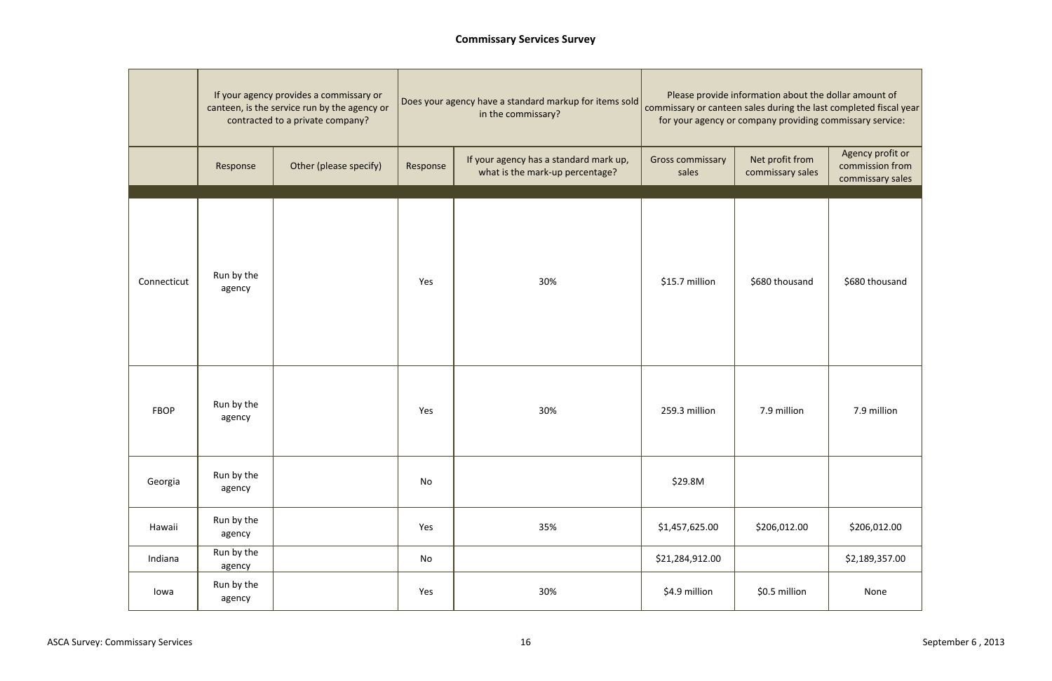## Commissary Services Survey

| | If your agency provides a commissary or canteen, is the service run by the agency or contracted to a private company? | | Does your agency have a standard markup for items sold in the commissary? | | Please provide information about the dollar amount of commissary or canteen sales during the last completed fiscal year for your agency or company providing commissary service: | | |
|---|---|---|---|---|---|---|---|
| | Response | Other (please specify) | Response | If your agency has a standard mark up, what is the mark-up percentage? | Gross commissary sales | Net profit from commissary sales | Agency profit or commission from commissary sales |
| Connecticut | Run by the agency | | Yes | 30% | $15.7 million | $680 thousand | $680 thousand |
| FBOP | Run by the agency | | Yes | 30% | 259.3 million | 7.9 million | 7.9 million |
| Georgia | Run by the agency | | No | | $29.8M | | |
| Hawaii | Run by the agency | | Yes | 35% | $1,457,625.00 | $206,012.00 | $206,012.00 |
| Indiana | Run by the agency | | No | | $21,284,912.00 | | $2,189,357.00 |
| Iowa | Run by the agency | | Yes | 30% | $4.9 million | $0.5 million | None |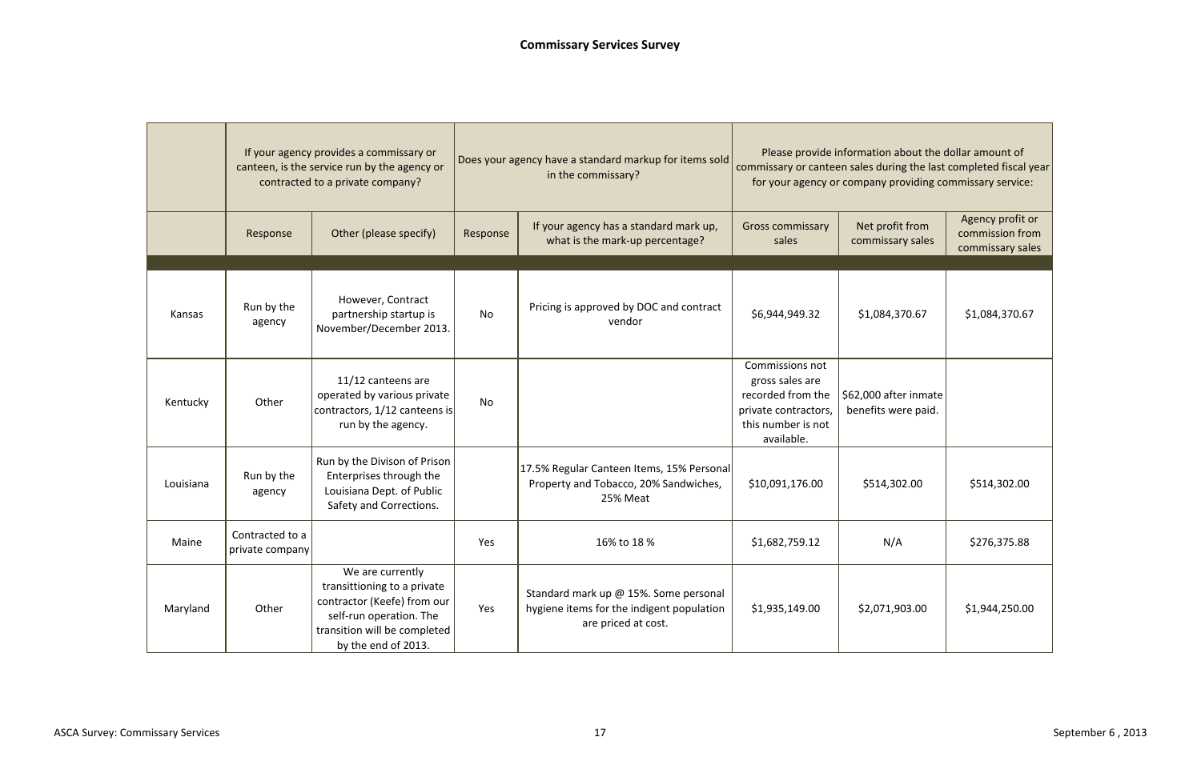# Commissary Services Survey

| | If your agency provides a commissary or canteen, is the service run by the agency or contracted to a private company? | | Does your agency have a standard markup for items sold in the commissary? | | Please provide information about the dollar amount of commissary or canteen sales during the last completed fiscal year for your agency or company providing commissary service: | | |
|---|---|---|---|---|---|---|---|
| | Response | Other (please specify) | Response | If your agency has a standard mark up, what is the mark-up percentage? | Gross commissary sales | Net profit from commissary sales | Agency profit or commission from commissary sales |
| Kansas | Run by the agency | However, Contract partnership startup is November/December 2013. | No | Pricing is approved by DOC and contract vendor | $6,944,949.32 | $1,084,370.67 | $1,084,370.67 |
| Kentucky | Other | 11/12 canteens are operated by various private contractors, 1/12 canteens is run by the agency. | No | | Commissions not gross sales are recorded from the private contractors, this number is not available. | $62,000 after inmate benefits were paid. | |
| Louisiana | Run by the agency | Run by the Divison of Prison Enterprises through the Louisiana Dept. of Public Safety and Corrections. | | 17.5% Regular Canteen Items, 15% Personal Property and Tobacco, 20% Sandwiches, 25% Meat | $10,091,176.00 | $514,302.00 | $514,302.00 |
| Maine | Contracted to a private company | | Yes | 16% to 18 % | $1,682,759.12 | N/A | $276,375.88 |
| Maryland | Other | We are currently transittioning to a private contractor (Keefe) from our self-run operation. The transition will be completed by the end of 2013. | Yes | Standard mark up @ 15%. Some personal hygiene items for the indigent population are priced at cost. | $1,935,149.00 | $2,071,903.00 | $1,944,250.00 |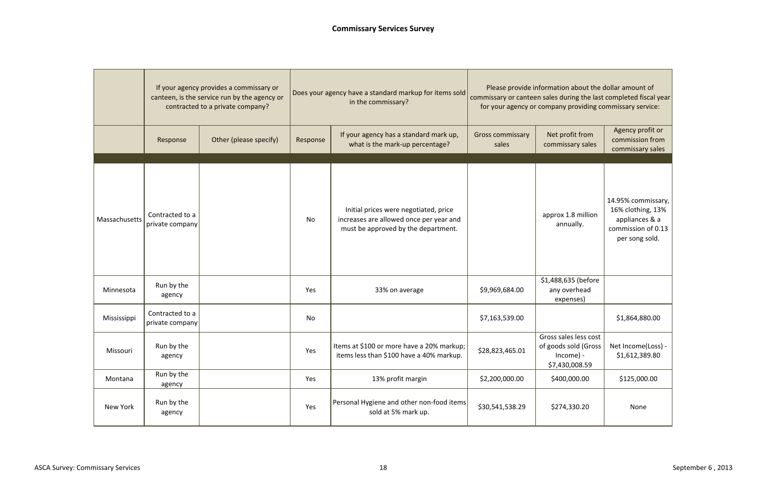**Commissary Services Survey**

| | If your agency provides a commissary or canteen, is the service run by the agency or contracted to a private company? | | Does your agency have a standard markup for items sold in the commissary? | | Please provide information about the dollar amount of commissary or canteen sales during the last completed fiscal year for your agency or company providing commissary service: | | |
|---|---|---|---|---|---|---|---|
| | Response | Other (please specify) | Response | If your agency has a standard mark up, what is the mark-up percentage? | Gross commissary sales | Net profit from commissary sales | Agency profit or commission from commissary sales |
| Massachusetts | Contracted to a private company | | No | Initial prices were negotiated, price increases are allowed once per year and must be approved by the department. | | approx 1.8 million annually. | 14.95% commissary, 16% clothing, 13% appliances & a commission of 0.13 per song sold. |
| Minnesota | Run by the agency | | Yes | 33% on average | $9,969,684.00 | $1,488,635 (before any overhead expenses) | |
| Mississippi | Contracted to a private company | | No | | $7,163,539.00 | | $1,864,880.00 |
| Missouri | Run by the agency | | Yes | Items at $100 or more have a 20% markup; items less than $100 have a 40% markup. | $28,823,465.01 | Gross sales less cost of goods sold (Gross Income) - $7,430,008.59 | Net Income(Loss) - $1,612,389.80 |
| Montana | Run by the agency | | Yes | 13% profit margin | $2,200,000.00 | $400,000.00 | $125,000.00 |
| New York | Run by the agency | | Yes | Personal Hygiene and other non-food items sold at 5% mark up. | $30,541,538.29 | $274,330.20 | None |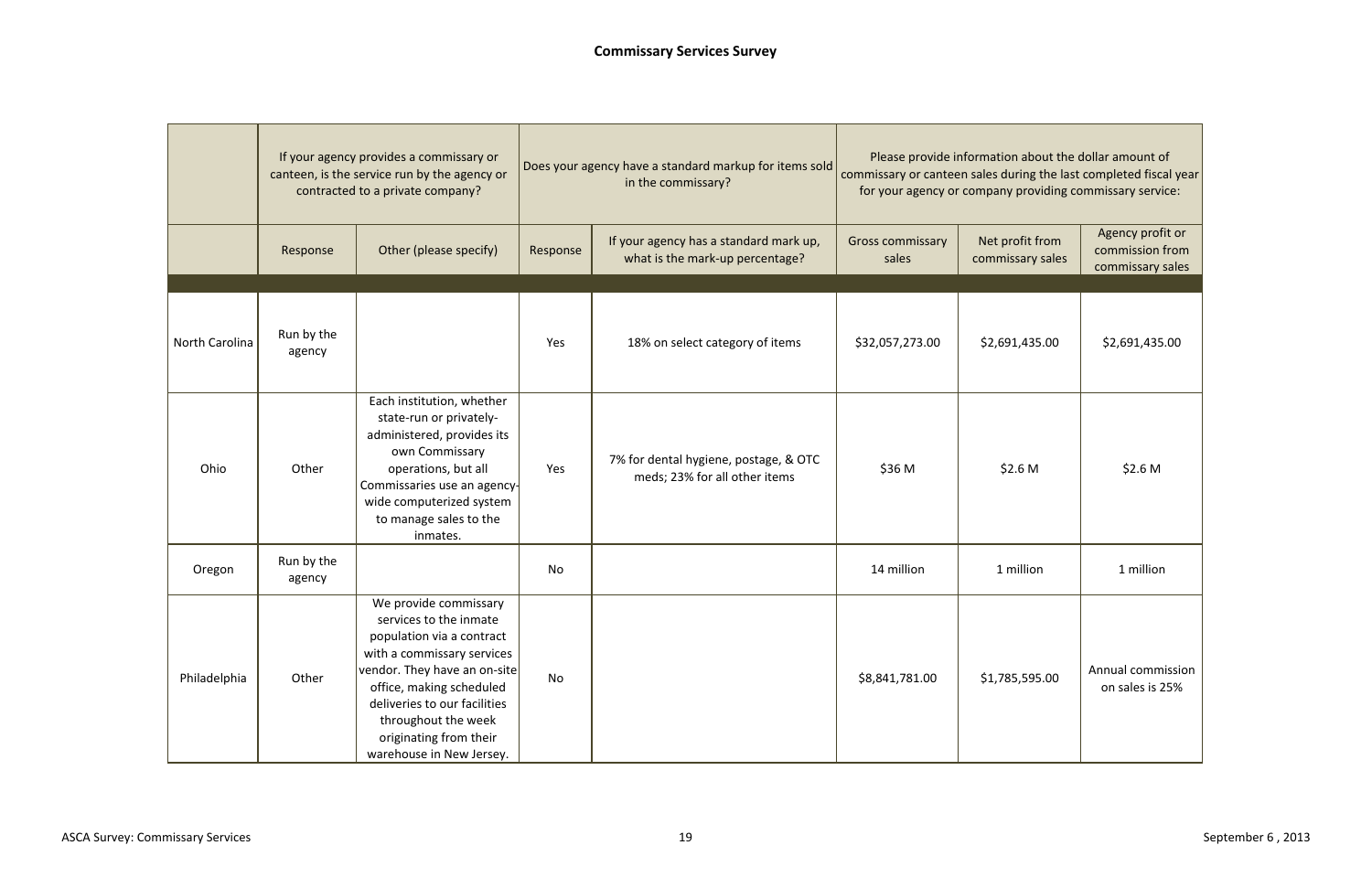**Commissary Services Survey**

| | If your agency provides a commissary or canteen, is the service run by the agency or contracted to a private company? | | Does your agency have a standard markup for items sold in the commissary? | | Please provide information about the dollar amount of commissary or canteen sales during the last completed fiscal year for your agency or company providing commissary service: | | |
|---|---|---|---|---|---|---|---|
| | Response | Other (please specify) | Response | If your agency has a standard mark up, what is the mark-up percentage? | Gross commissary sales | Net profit from commissary sales | Agency profit or commission from commissary sales |
| North Carolina | Run by the agency | | Yes | 18% on select category of items | $32,057,273.00 | $2,691,435.00 | $2,691,435.00 |
| Ohio | Other | Each institution, whether state-run or privately-administered, provides its own Commissary operations, but all Commissaries use an agency-wide computerized system to manage sales to the inmates. | Yes | 7% for dental hygiene, postage, & OTC meds; 23% for all other items | $36 M | $2.6 M | $2.6 M |
| Oregon | Run by the agency | | No | | 14 million | 1 million | 1 million |
| Philadelphia | Other | We provide commissary services to the inmate population via a contract with a commissary services vendor. They have an on-site office, making scheduled deliveries to our facilities throughout the week originating from their warehouse in New Jersey. | No | | $8,841,781.00 | $1,785,595.00 | Annual commission on sales is 25% |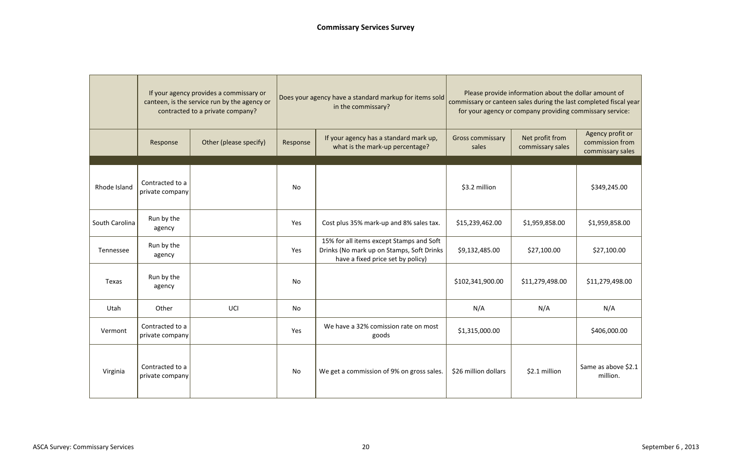## Commissary Services Survey

| | If your agency provides a commissary or canteen, is the service run by the agency or contracted to a private company? | | Does your agency have a standard markup for items sold in the commissary? | | Please provide information about the dollar amount of commissary or canteen sales during the last completed fiscal year for your agency or company providing commissary service: | | |
|---|---|---|---|---|---|---|---|
| | Response | Other (please specify) | Response | If your agency has a standard mark up, what is the mark-up percentage? | Gross commissary sales | Net profit from commissary sales | Agency profit or commission from commissary sales |
| Rhode Island | Contracted to a private company | | No | | $3.2 million | | $349,245.00 |
| South Carolina | Run by the agency | | Yes | Cost plus 35% mark-up and 8% sales tax. | $15,239,462.00 | $1,959,858.00 | $1,959,858.00 |
| Tennessee | Run by the agency | | Yes | 15% for all items except Stamps and Soft Drinks (No mark up on Stamps, Soft Drinks have a fixed price set by policy) | $9,132,485.00 | $27,100.00 | $27,100.00 |
| Texas | Run by the agency | | No | | $102,341,900.00 | $11,279,498.00 | $11,279,498.00 |
| Utah | Other | UCI | No | | N/A | N/A | N/A |
| Vermont | Contracted to a private company | | Yes | We have a 32% comission rate on most goods | $1,315,000.00 | | $406,000.00 |
| Virginia | Contracted to a private company | | No | We get a commission of 9% on gross sales. | $26 million dollars | $2.1 million | Same as above $2.1 million. |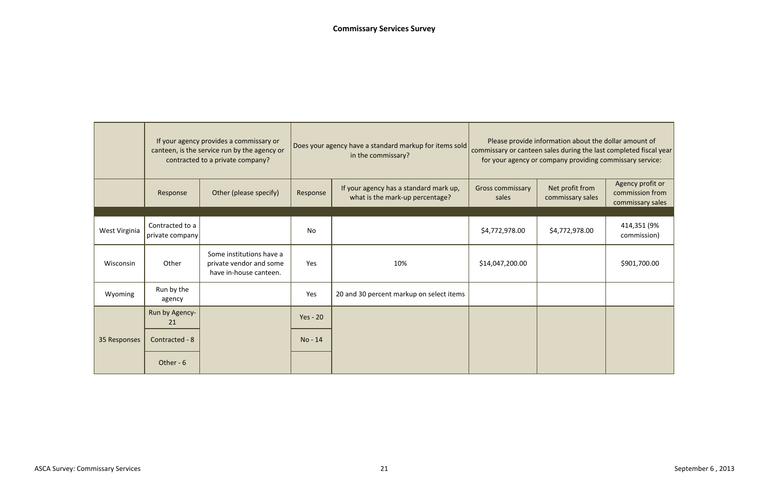**Commissary Services Survey**

| | If your agency provides a commissary or canteen, is the service run by the agency or contracted to a private company? | | Does your agency have a standard markup for items sold in the commissary? | | Please provide information about the dollar amount of commissary or canteen sales during the last completed fiscal year for your agency or company providing commissary service: | | |
|---|---|---|---|---|---|---|---|
| | Response | Other (please specify) | Response | If your agency has a standard mark up, what is the mark-up percentage? | Gross commissary sales | Net profit from commissary sales | Agency profit or commission from commissary sales |
| West Virginia | Contracted to a private company | | No | | $4,772,978.00 | $4,772,978.00 | 414,351 (9% commission) |
| Wisconsin | Other | Some institutions have a private vendor and some have in-house canteen. | Yes | 10% | $14,047,200.00 | | $901,700.00 |
| Wyoming | Run by the agency | | Yes | 20 and 30 percent markup on select items | | | |
| 35 Responses | Run by Agency-21 | | Yes - 20 | | | | |
| | Contracted - 8 | | No - 14 | | | | |
| | Other - 6 | | | | | | |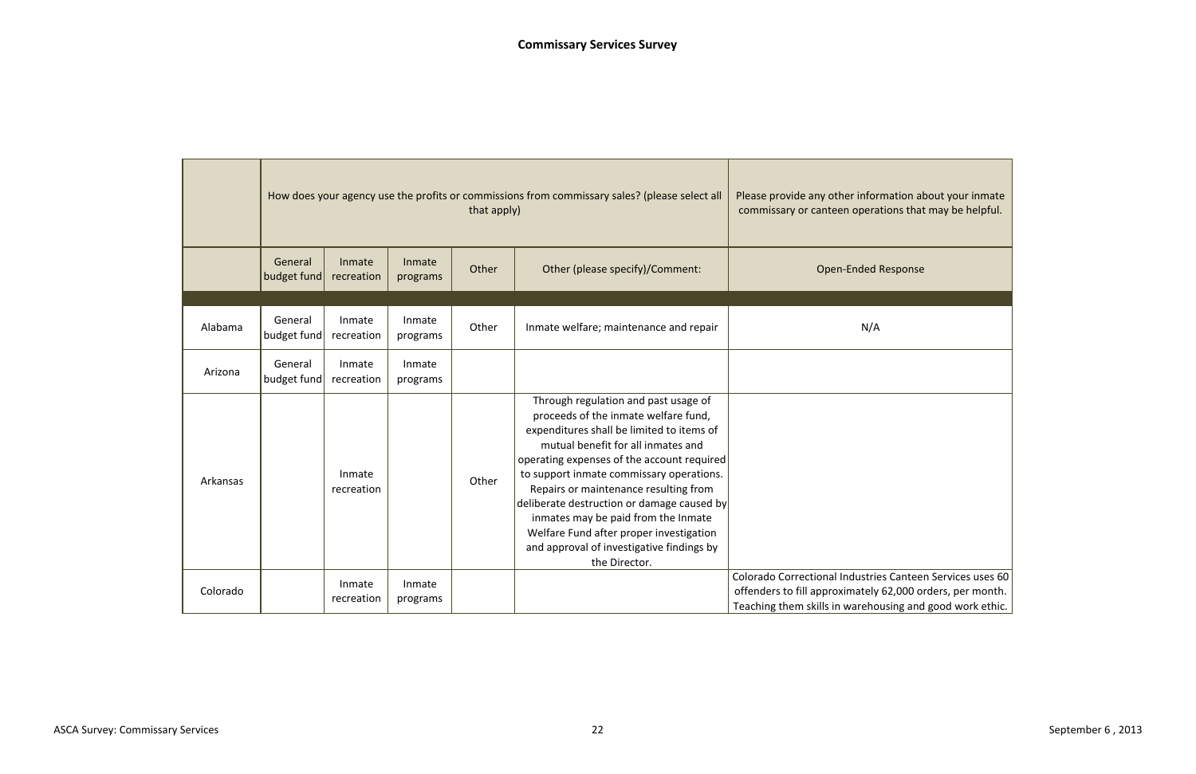**Commissary Services Survey**

| | How does your agency use the profits or commissions from commissary sales? (please select all that apply) | | | | | Please provide any other information about your inmate commissary or canteen operations that may be helpful. |
|---|---|---|---|---|---|---|
| | General budget fund | Inmate recreation | Inmate programs | Other | Other (please specify)/Comment: | Open-Ended Response |
| Alabama | General budget fund | Inmate recreation | Inmate programs | Other | Inmate welfare; maintenance and repair | N/A |
| Arizona | General budget fund | Inmate recreation | Inmate programs | | | |
| Arkansas | | Inmate recreation | | Other | Through regulation and past usage of proceeds of the inmate welfare fund, expenditures shall be limited to items of mutual benefit for all inmates and operating expenses of the account required to support inmate commissary operations. Repairs or maintenance resulting from deliberate destruction or damage caused by inmates may be paid from the Inmate Welfare Fund after proper investigation and approval of investigative findings by the Director. | |
| Colorado | | Inmate recreation | Inmate programs | | | Colorado Correctional Industries Canteen Services uses 60 offenders to fill approximately 62,000 orders, per month. Teaching them skills in warehousing and good work ethic. |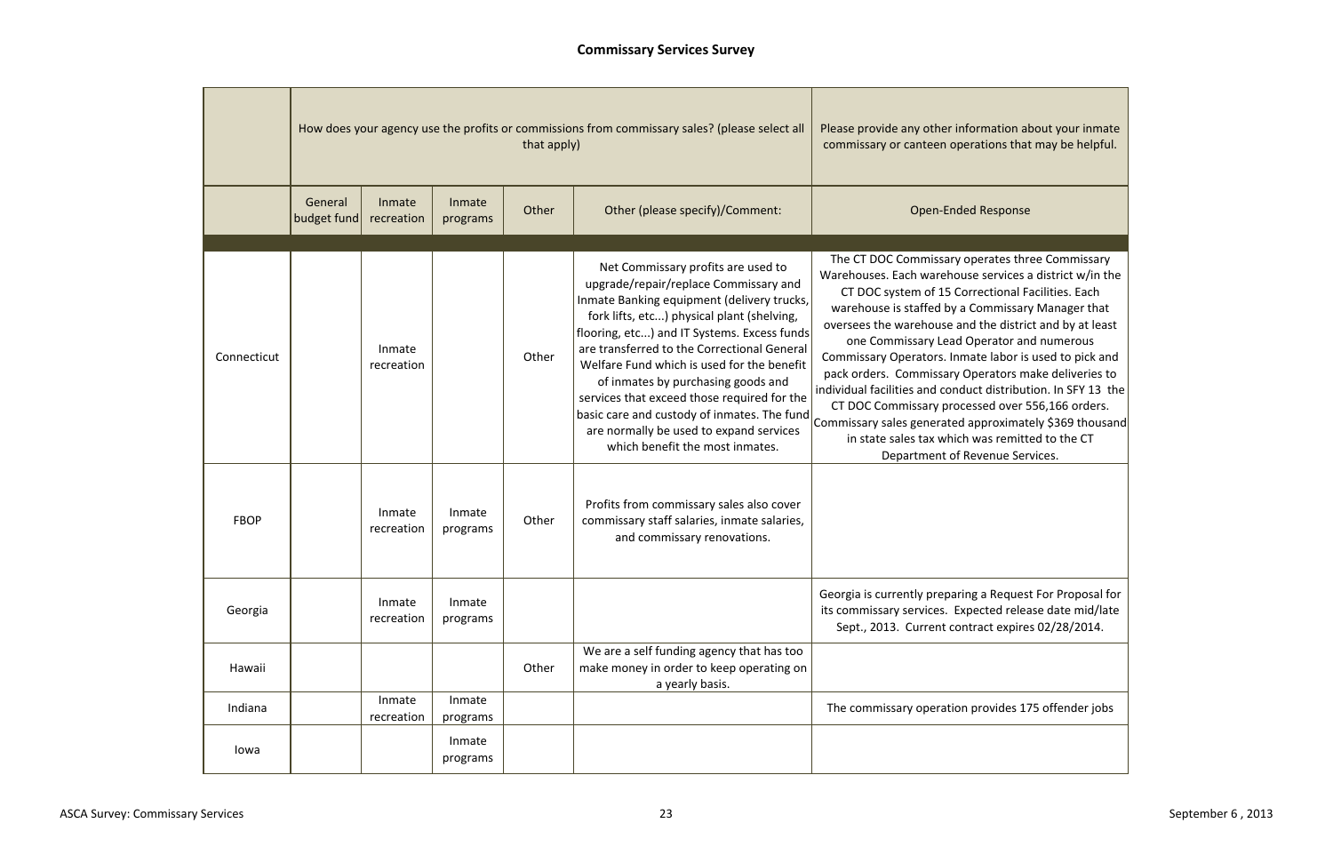## Commissary Services Survey

| | How does your agency use the profits or commissions from commissary sales? (please select all that apply) | | | | | Please provide any other information about your inmate commissary or canteen operations that may be helpful. |
|---|---|---|---|---|---|---|
| | General budget fund | Inmate recreation | Inmate programs | Other | Other (please specify)/Comment: | Open-Ended Response |
| Connecticut | | Inmate recreation | | Other | Net Commissary profits are used to upgrade/repair/replace Commissary and Inmate Banking equipment (delivery trucks, fork lifts, etc...) physical plant (shelving, flooring, etc...) and IT Systems. Excess funds are transferred to the Correctional General Welfare Fund which is used for the benefit of inmates by purchasing goods and services that exceed those required for the basic care and custody of inmates. The fund are normally be used to expand services which benefit the most inmates. | The CT DOC Commissary operates three Commissary Warehouses. Each warehouse services a district w/in the CT DOC system of 15 Correctional Facilities. Each warehouse is staffed by a Commissary Manager that oversees the warehouse and the district and by at least one Commissary Lead Operator and numerous Commissary Operators. Inmate labor is used to pick and pack orders. Commissary Operators make deliveries to individual facilities and conduct distribution. In SFY 13 the CT DOC Commissary processed over 556,166 orders. Commissary sales generated approximately $369 thousand in state sales tax which was remitted to the CT Department of Revenue Services. |
| FBOP | | Inmate recreation | Inmate programs | Other | Profits from commissary sales also cover commissary staff salaries, inmate salaries, and commissary renovations. | |
| Georgia | | Inmate recreation | Inmate programs | | | Georgia is currently preparing a Request For Proposal for its commissary services. Expected release date mid/late Sept., 2013. Current contract expires 02/28/2014. |
| Hawaii | | | | Other | We are a self funding agency that has too make money in order to keep operating on a yearly basis. | |
| Indiana | | Inmate recreation | Inmate programs | | | The commissary operation provides 175 offender jobs |
| Iowa | | | Inmate programs | | | |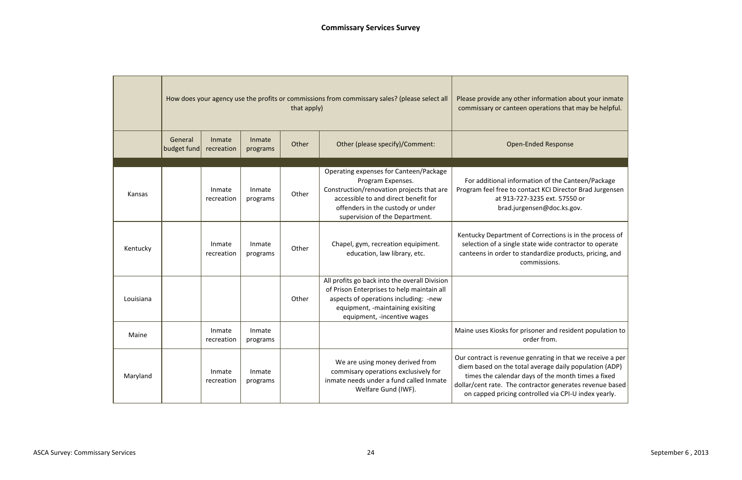**Commissary Services Survey**

| | How does your agency use the profits or commissions from commissary sales? (please select all that apply) | | | | | Please provide any other information about your inmate commissary or canteen operations that may be helpful. |
|---|---|---|---|---|---|---|
| | General budget fund | Inmate recreation | Inmate programs | Other | Other (please specify)/Comment: | Open-Ended Response |
| Kansas | | Inmate recreation | Inmate programs | Other | Operating expenses for Canteen/Package Program Expenses. Construction/renovation projects that are accessible to and direct benefit for offenders in the custody or under supervision of the Department. | For additional information of the Canteen/Package Program feel free to contact KCI Director Brad Jurgensen at 913-727-3235 ext. 57550 or brad.jurgensen@doc.ks.gov. |
| Kentucky | | Inmate recreation | Inmate programs | Other | Chapel, gym, recreation equipiment. education, law library, etc. | Kentucky Department of Corrections is in the process of selection of a single state wide contractor to operate canteens in order to standardize products, pricing, and commissions. |
| Louisiana | | | | Other | All profits go back into the overall Division of Prison Enterprises to help maintain all aspects of operations including: -new equipment, -maintaining exisiting equipment, -incentive wages | |
| Maine | | Inmate recreation | Inmate programs | | | Maine uses Kiosks for prisoner and resident population to order from. |
| Maryland | | Inmate recreation | Inmate programs | | We are using money derived from commisary operations exclusively for inmate needs under a fund called Inmate Welfare Gund (IWF). | Our contract is revenue genrating in that we receive a per diem based on the total average daily population (ADP) times the calendar days of the month times a fixed dollar/cent rate. The contractor generates revenue based on capped pricing controlled via CPI-U index yearly. |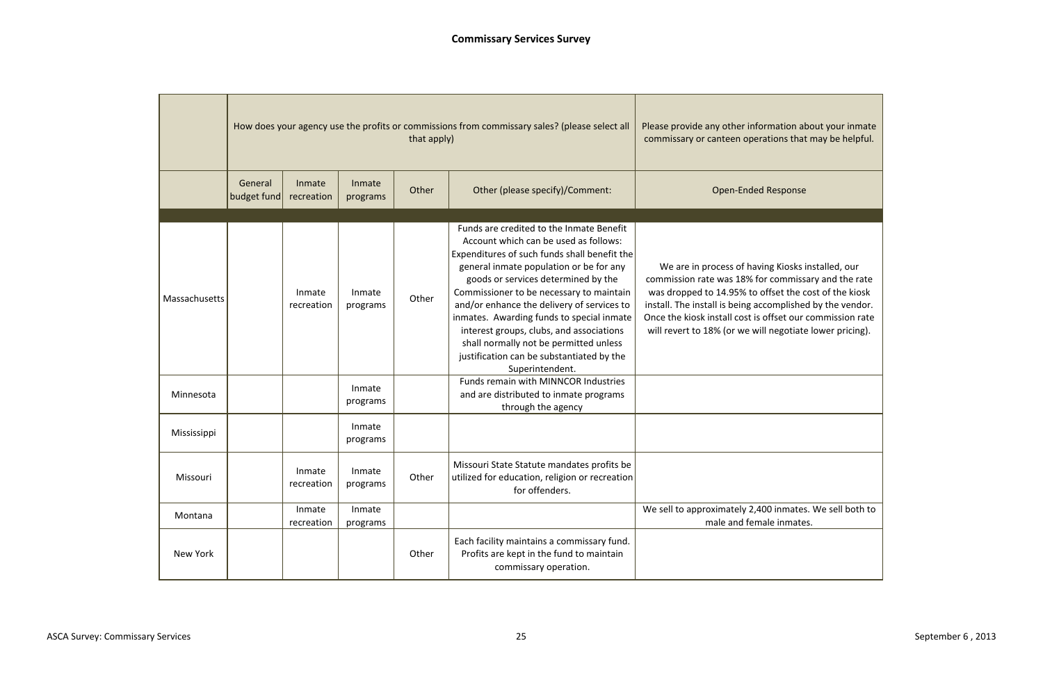# Commissary Services Survey

| | How does your agency use the profits or commissions from commissary sales? (please select all that apply) | | | | | Please provide any other information about your inmate commissary or canteen operations that may be helpful. |
|---|---|---|---|---|---|---|
| | General budget fund | Inmate recreation | Inmate programs | Other | Other (please specify)/Comment: | Open-Ended Response |
| Massachusetts | | Inmate recreation | Inmate programs | Other | Funds are credited to the Inmate Benefit Account which can be used as follows: Expenditures of such funds shall benefit the general inmate population or be for any goods or services determined by the Commissioner to be necessary to maintain and/or enhance the delivery of services to inmates. Awarding funds to special inmate interest groups, clubs, and associations shall normally not be permitted unless justification can be substantiated by the Superintendent. | We are in process of having Kiosks installed, our commission rate was 18% for commissary and the rate was dropped to 14.95% to offset the cost of the kiosk install. The install is being accomplished by the vendor. Once the kiosk install cost is offset our commission rate will revert to 18% (or we will negotiate lower pricing). |
| Minnesota | | | Inmate programs | | Funds remain with MINNCOR Industries and are distributed to inmate programs through the agency | |
| Mississippi | | | Inmate programs | | | |
| Missouri | | Inmate recreation | Inmate programs | Other | Missouri State Statute mandates profits be utilized for education, religion or recreation for offenders. | |
| Montana | | Inmate recreation | Inmate programs | | | We sell to approximately 2,400 inmates. We sell both to male and female inmates. |
| New York | | | | Other | Each facility maintains a commissary fund. Profits are kept in the fund to maintain commissary operation. | |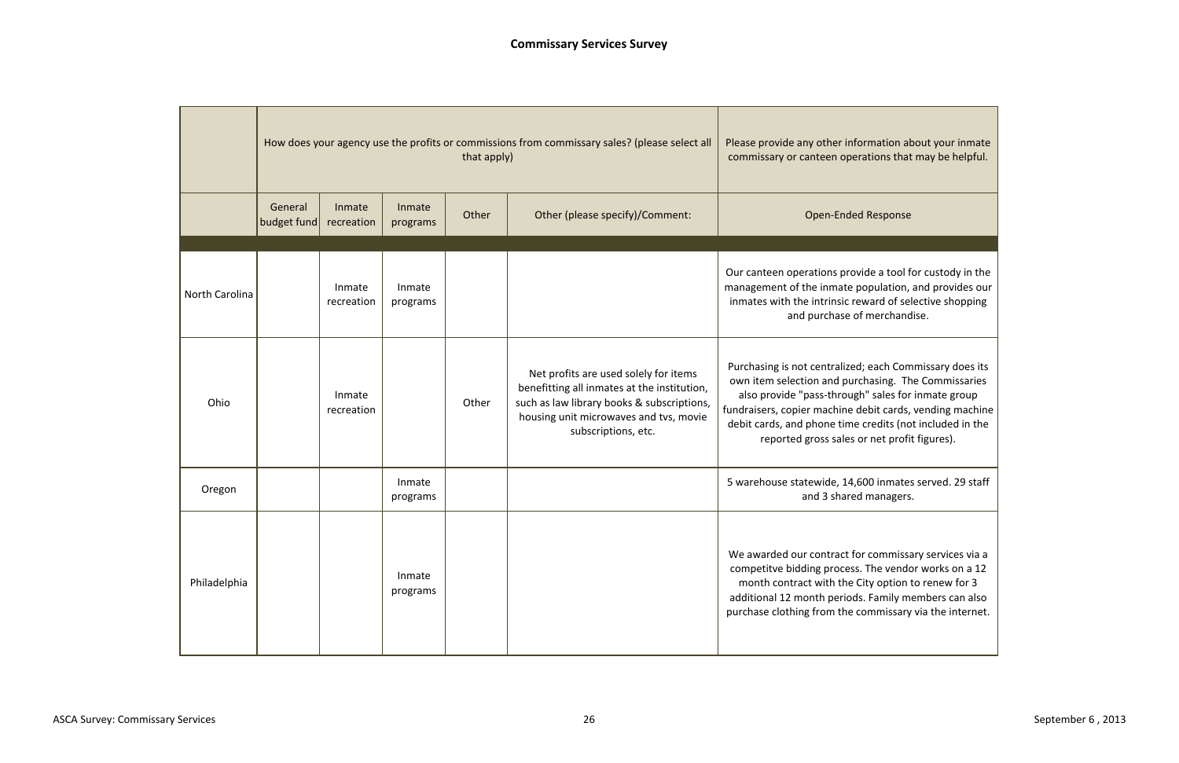# Commissary Services Survey

| | How does your agency use the profits or commissions from commissary sales? (please select all that apply) | | | | | Please provide any other information about your inmate commissary or canteen operations that may be helpful. |
|---|---|---|---|---|---|---|
| | General budget fund | Inmate recreation | Inmate programs | Other | Other (please specify)/Comment: | Open-Ended Response |
| North Carolina | | Inmate recreation | Inmate programs | | | Our canteen operations provide a tool for custody in the management of the inmate population, and provides our inmates with the intrinsic reward of selective shopping and purchase of merchandise. |
| Ohio | | Inmate recreation | | Other | Net profits are used solely for items benefitting all inmates at the institution, such as law library books & subscriptions, housing unit microwaves and tvs, movie subscriptions, etc. | Purchasing is not centralized; each Commissary does its own item selection and purchasing. The Commissaries also provide "pass-through" sales for inmate group fundraisers, copier machine debit cards, vending machine debit cards, and phone time credits (not included in the reported gross sales or net profit figures). |
| Oregon | | | Inmate programs | | | 5 warehouse statewide, 14,600 inmates served. 29 staff and 3 shared managers. |
| Philadelphia | | | Inmate programs | | | We awarded our contract for commissary services via a competitve bidding process. The vendor works on a 12 month contract with the City option to renew for 3 additional 12 month periods. Family members can also purchase clothing from the commissary via the internet. |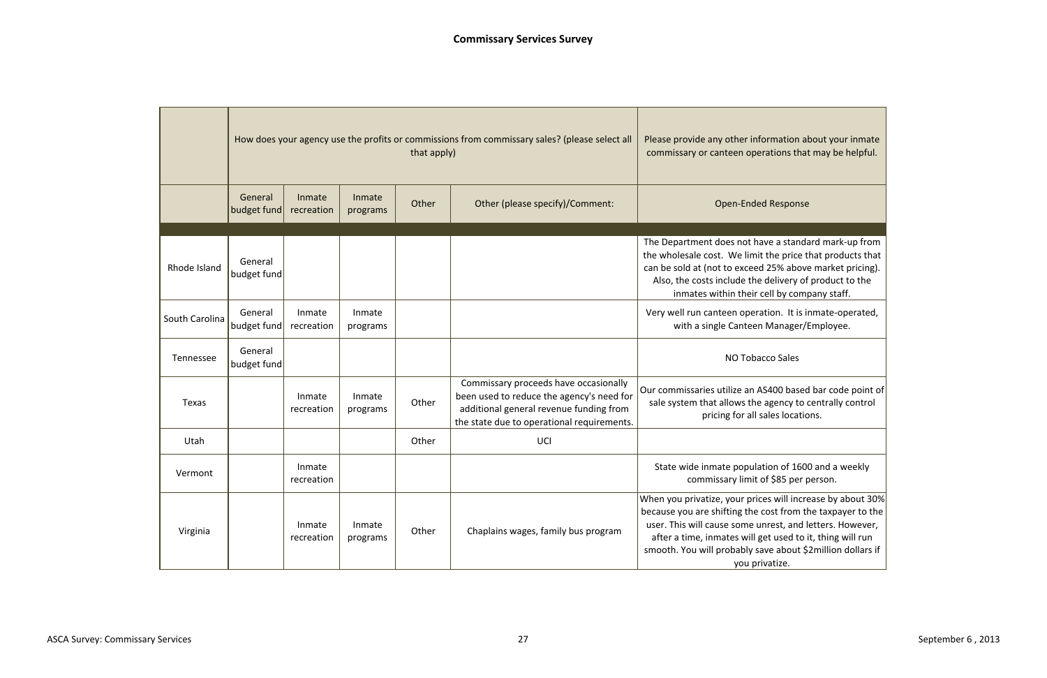## Commissary Services Survey

| | How does your agency use the profits or commissions from commissary sales? (please select all that apply) | | | | | Please provide any other information about your inmate commissary or canteen operations that may be helpful. |
|---|---|---|---|---|---|---|
| | General budget fund | Inmate recreation | Inmate programs | Other | Other (please specify)/Comment: | Open-Ended Response |
| Rhode Island | General budget fund | | | | | The Department does not have a standard mark-up from the wholesale cost. We limit the price that products that can be sold at (not to exceed 25% above market pricing). Also, the costs include the delivery of product to the inmates within their cell by company staff. |
| South Carolina | General budget fund | Inmate recreation | Inmate programs | | | Very well run canteen operation. It is inmate-operated, with a single Canteen Manager/Employee. |
| Tennessee | General budget fund | | | | | NO Tobacco Sales |
| Texas | | Inmate recreation | Inmate programs | Other | Commissary proceeds have occasionally been used to reduce the agency's need for additional general revenue funding from the state due to operational requirements. | Our commissaries utilize an AS400 based bar code point of sale system that allows the agency to centrally control pricing for all sales locations. |
| Utah | | | | Other | UCI | |
| Vermont | | Inmate recreation | | | | State wide inmate population of 1600 and a weekly commissary limit of $85 per person. |
| Virginia | | Inmate recreation | Inmate programs | Other | Chaplains wages, family bus program | When you privatize, your prices will increase by about 30% because you are shifting the cost from the taxpayer to the user. This will cause some unrest, and letters. However, after a time, inmates will get used to it, thing will run smooth. You will probably save about $2million dollars if you privatize. |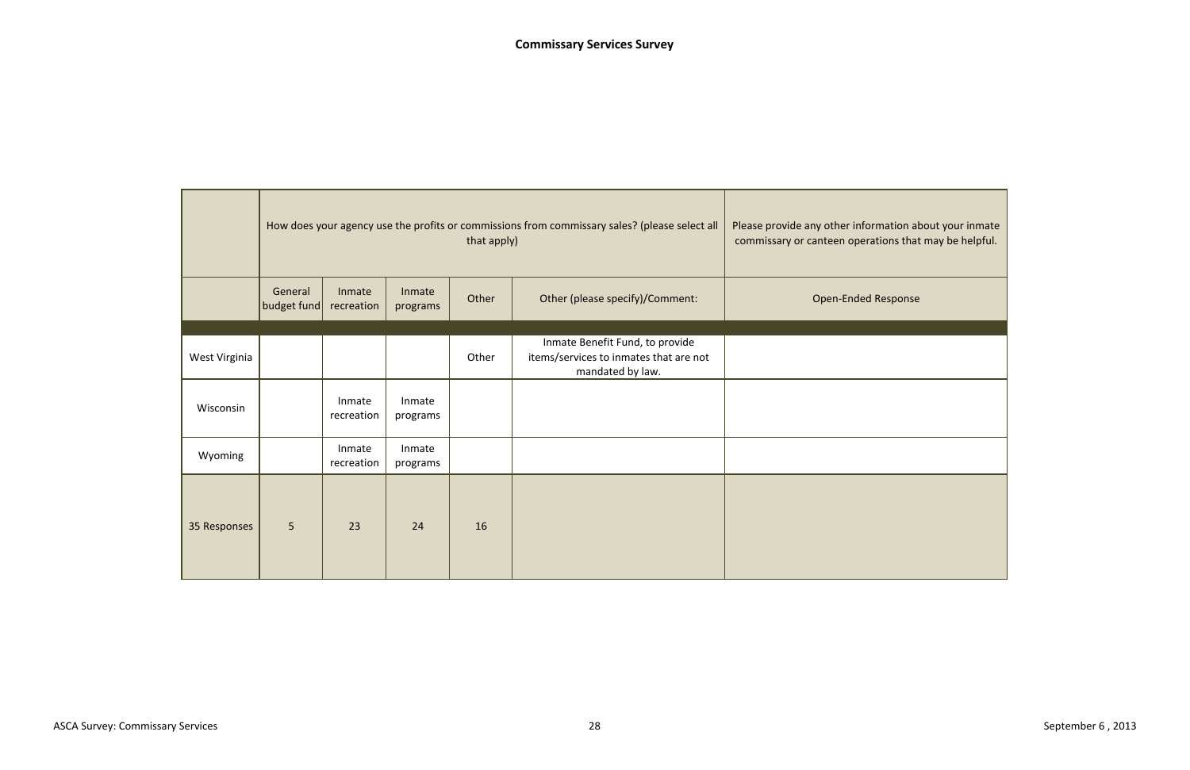## Commissary Services Survey

| | How does your agency use the profits or commissions from commissary sales? (please select all that apply) | | | | | Please provide any other information about your inmate commissary or canteen operations that may be helpful. |
|---|---|---|---|---|---|---|
| | General budget fund | Inmate recreation | Inmate programs | Other | Other (please specify)/Comment: | Open-Ended Response |
| West Virginia | | | | Other | Inmate Benefit Fund, to provide items/services to inmates that are not mandated by law. | |
| Wisconsin | | Inmate recreation | Inmate programs | | | |
| Wyoming | | Inmate recreation | Inmate programs | | | |
| 35 Responses | 5 | 23 | 24 | 16 | | |